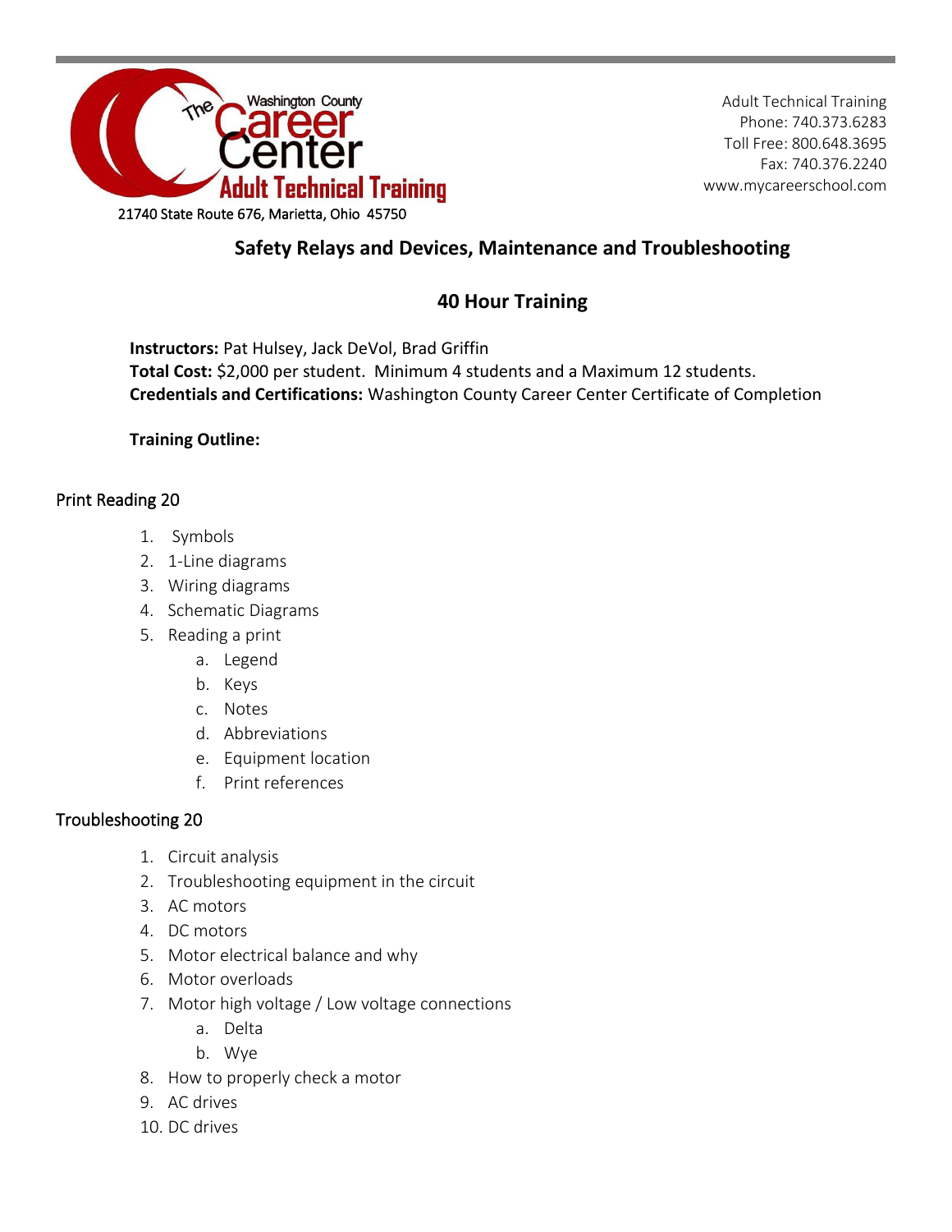The Washington County Career Center Adult Technical Training

21740 State Route 676, Marietta, Ohio 45750

Adult Technical Training
Phone: 740.373.6283
Toll Free: 800.648.3695
Fax: 740.376.2240
www.mycareerschool.com

# Safety Relays and Devices, Maintenance and Troubleshooting

## 40 Hour Training

**Instructors:** Pat Hulsey, Jack DeVol, Brad Griffin
**Total Cost:** $2,000 per student. Minimum 4 students and a Maximum 12 students.
**Credentials and Certifications:** Washington County Career Center Certificate of Completion

**Training Outline:**

### Print Reading 20

1. Symbols
2. 1-Line diagrams
3. Wiring diagrams
4. Schematic Diagrams
5. Reading a print
   a. Legend
   b. Keys
   c. Notes
   d. Abbreviations
   e. Equipment location
   f. Print references

### Troubleshooting 20

1. Circuit analysis
2. Troubleshooting equipment in the circuit
3. AC motors
4. DC motors
5. Motor electrical balance and why
6. Motor overloads
7. Motor high voltage / Low voltage connections
   a. Delta
   b. Wye
8. How to properly check a motor
9. AC drives
10. DC drives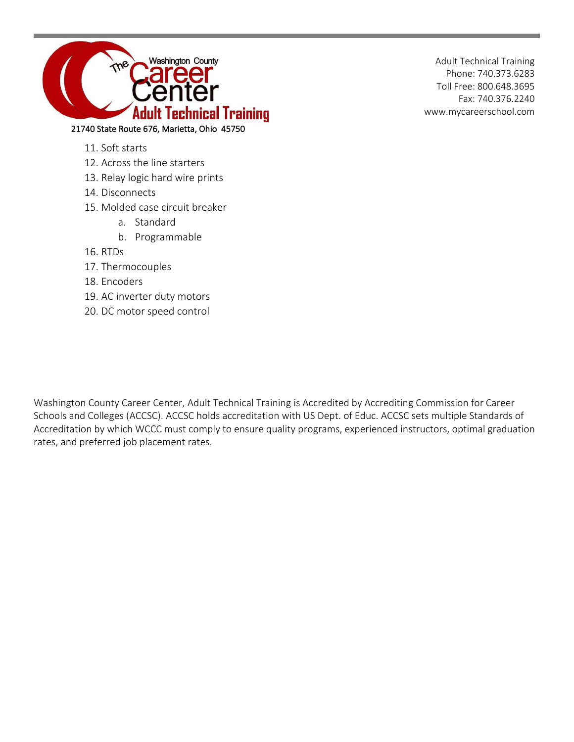11. Soft starts
12. Across the line starters
13. Relay logic hard wire prints
14. Disconnects
15. Molded case circuit breaker
    a. Standard
    b. Programmable
16. RTDs
17. Thermocouples
18. Encoders
19. AC inverter duty motors
20. DC motor speed control

Washington County Career Center, Adult Technical Training is Accredited by Accrediting Commission for Career Schools and Colleges (ACCSC). ACCSC holds accreditation with US Dept. of Educ. ACCSC sets multiple Standards of Accreditation by which WCCC must comply to ensure quality programs, experienced instructors, optimal graduation rates, and preferred job placement rates.